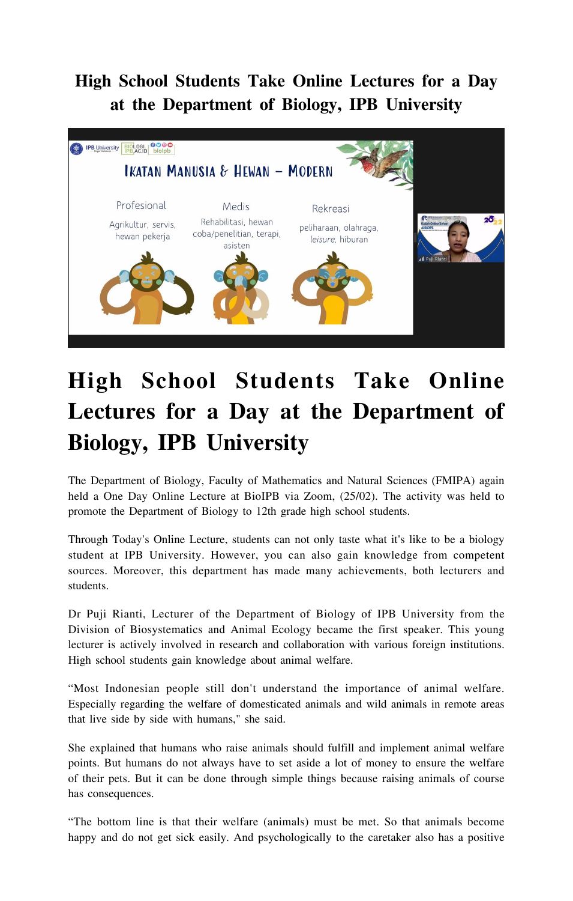# High School Students Take Online Lectures for a Day at the Department of Biology, IPB University

# High School Students Take Online Lectures for a Day at the Department of Biology, IPB University

The Department of Biology, Faculty of Mathematics and Natural Sciences (FMIPA) again held a One Day Online Lecture at BioIPB via Zoom, (25/02). The activity was held to promote the Department of Biology to 12th grade high school students.

Through Today's Online Lecture, students can not only taste what it's like to be a biology student at IPB University. However, you can also gain knowledge from competent sources. Moreover, this department has made many achievements, both lecturers and students.

Dr Puji Rianti, Lecturer of the Department of Biology of IPB University from the Division of Biosystematics and Animal Ecology became the first speaker. This young lecturer is actively involved in research and collaboration with various foreign institutions. High school students gain knowledge about animal welfare.

"Most Indonesian people still don't understand the importance of animal welfare. Especially regarding the welfare of domesticated animals and wild animals in remote areas that live side by side with humans," she said.

She explained that humans who raise animals should fulfill and implement animal welfare points. But humans do not always have to set aside a lot of money to ensure the welfare of their pets. But it can be done through simple things because raising animals of course has consequences.

"The bottom line is that their welfare (animals) must be met. So that animals become happy and do not get sick easily. And psychologically to the caretaker also has a positive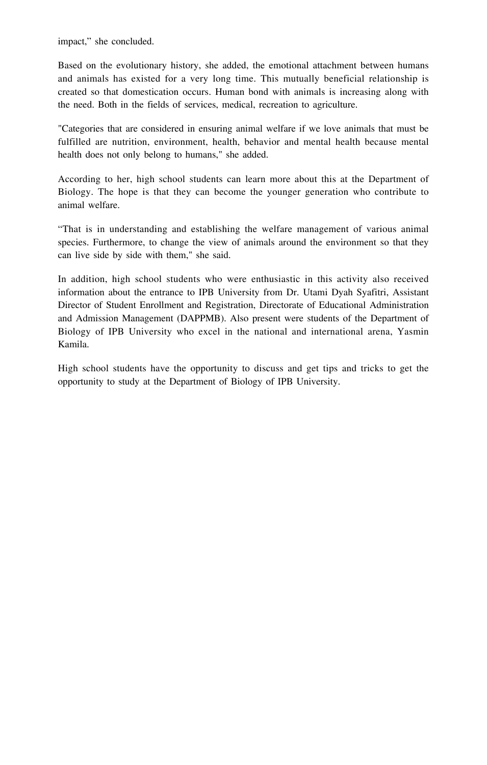impact," she concluded.

Based on the evolutionary history, she added, the emotional attachment between humans and animals has existed for a very long time. This mutually beneficial relationship is created so that domestication occurs. Human bond with animals is increasing along with the need. Both in the fields of services, medical, recreation to agriculture.

"Categories that are considered in ensuring animal welfare if we love animals that must be fulfilled are nutrition, environment, health, behavior and mental health because mental health does not only belong to humans," she added.

According to her, high school students can learn more about this at the Department of Biology. The hope is that they can become the younger generation who contribute to animal welfare.

"That is in understanding and establishing the welfare management of various animal species. Furthermore, to change the view of animals around the environment so that they can live side by side with them," she said.

In addition, high school students who were enthusiastic in this activity also received information about the entrance to IPB University from Dr. Utami Dyah Syafitri, Assistant Director of Student Enrollment and Registration, Directorate of Educational Administration and Admission Management (DAPPMB). Also present were students of the Department of Biology of IPB University who excel in the national and international arena, Yasmin Kamila.

High school students have the opportunity to discuss and get tips and tricks to get the opportunity to study at the Department of Biology of IPB University.